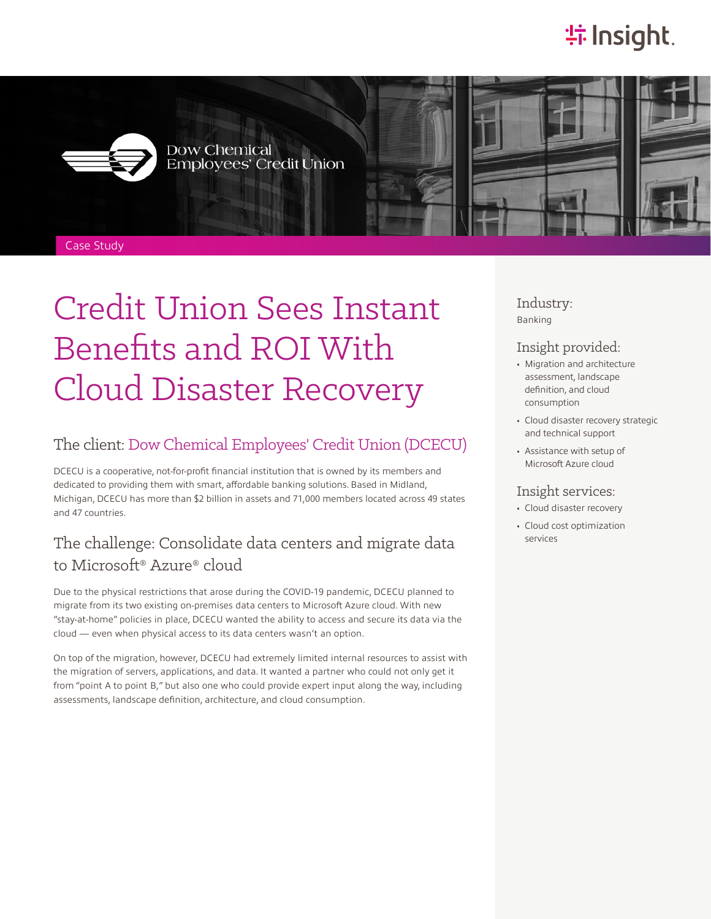Dow Chemical Employees' Credit Union

Case Study

# Credit Union Sees Instant Benefits and ROI With Cloud Disaster Recovery

## The client: Dow Chemical Employees' Credit Union (DCECU)

DCECU is a cooperative, not-for-profit financial institution that is owned by its members and dedicated to providing them with smart, affordable banking solutions. Based in Midland, Michigan, DCECU has more than $2 billion in assets and 71,000 members located across 49 states and 47 countries.

## The challenge: Consolidate data centers and migrate data to Microsoft® Azure® cloud

Due to the physical restrictions that arose during the COVID-19 pandemic, DCECU planned to migrate from its two existing on-premises data centers to Microsoft Azure cloud. With new "stay-at-home" policies in place, DCECU wanted the ability to access and secure its data via the cloud — even when physical access to its data centers wasn't an option.

On top of the migration, however, DCECU had extremely limited internal resources to assist with the migration of servers, applications, and data. It wanted a partner who could not only get it from "point A to point B," but also one who could provide expert input along the way, including assessments, landscape definition, architecture, and cloud consumption.

### Industry:

Banking

### Insight provided:

- Migration and architecture assessment, landscape definition, and cloud consumption
- Cloud disaster recovery strategic and technical support
- Assistance with setup of Microsoft Azure cloud

### Insight services:

- Cloud disaster recovery
- Cloud cost optimization services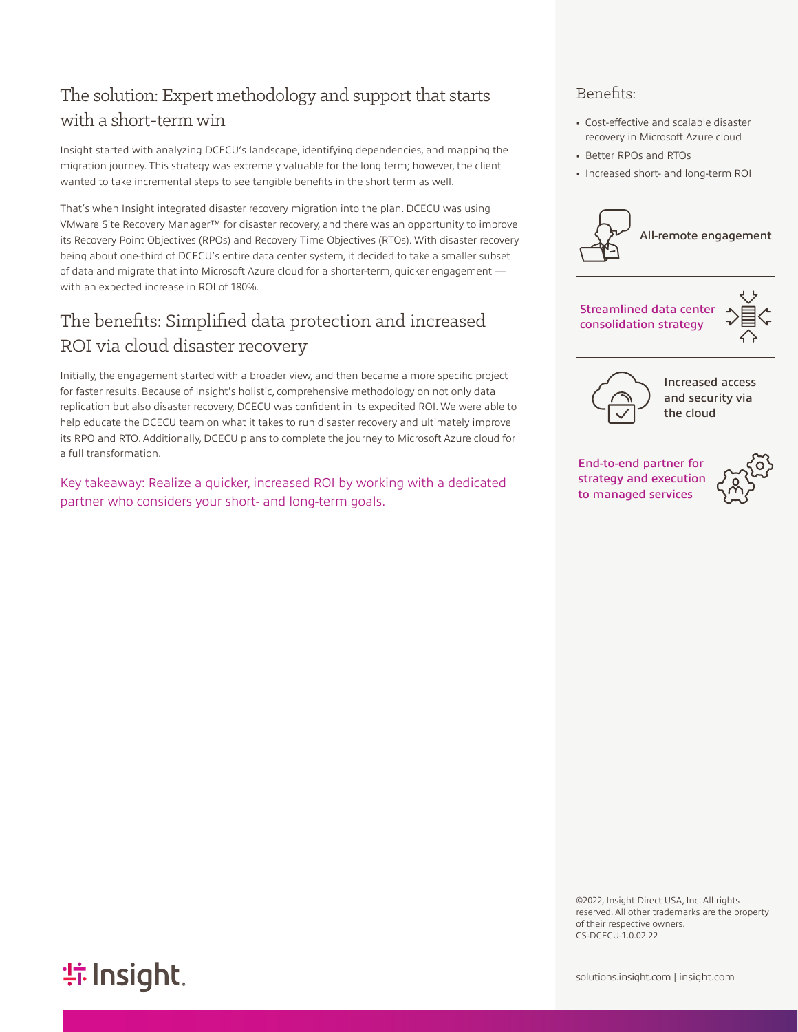## The solution: Expert methodology and support that starts with a short-term win

Insight started with analyzing DCECU's landscape, identifying dependencies, and mapping the migration journey. This strategy was extremely valuable for the long term; however, the client wanted to take incremental steps to see tangible benefits in the short term as well.

That's when Insight integrated disaster recovery migration into the plan. DCECU was using VMware Site Recovery Manager™ for disaster recovery, and there was an opportunity to improve its Recovery Point Objectives (RPOs) and Recovery Time Objectives (RTOs). With disaster recovery being about one-third of DCECU's entire data center system, it decided to take a smaller subset of data and migrate that into Microsoft Azure cloud for a shorter-term, quicker engagement — with an expected increase in ROI of 180%.

## The benefits: Simplified data protection and increased ROI via cloud disaster recovery

Initially, the engagement started with a broader view, and then became a more specific project for faster results. Because of Insight's holistic, comprehensive methodology on not only data replication but also disaster recovery, DCECU was confident in its expedited ROI. We were able to help educate the DCECU team on what it takes to run disaster recovery and ultimately improve its RPO and RTO. Additionally, DCECU plans to complete the journey to Microsoft Azure cloud for a full transformation.

Key takeaway: Realize a quicker, increased ROI by working with a dedicated partner who considers your short- and long-term goals.

### Benefits:

- Cost-effective and scalable disaster recovery in Microsoft Azure cloud
- Better RPOs and RTOs
- Increased short- and long-term ROI

All-remote engagement

Streamlined data center consolidation strategy

Increased access and security via the cloud

End-to-end partner for strategy and execution to managed services

©2022, Insight Direct USA, Inc. All rights reserved. All other trademarks are the property of their respective owners.
CS-DCECU-1.0.02.22

Insight.

solutions.insight.com | insight.com